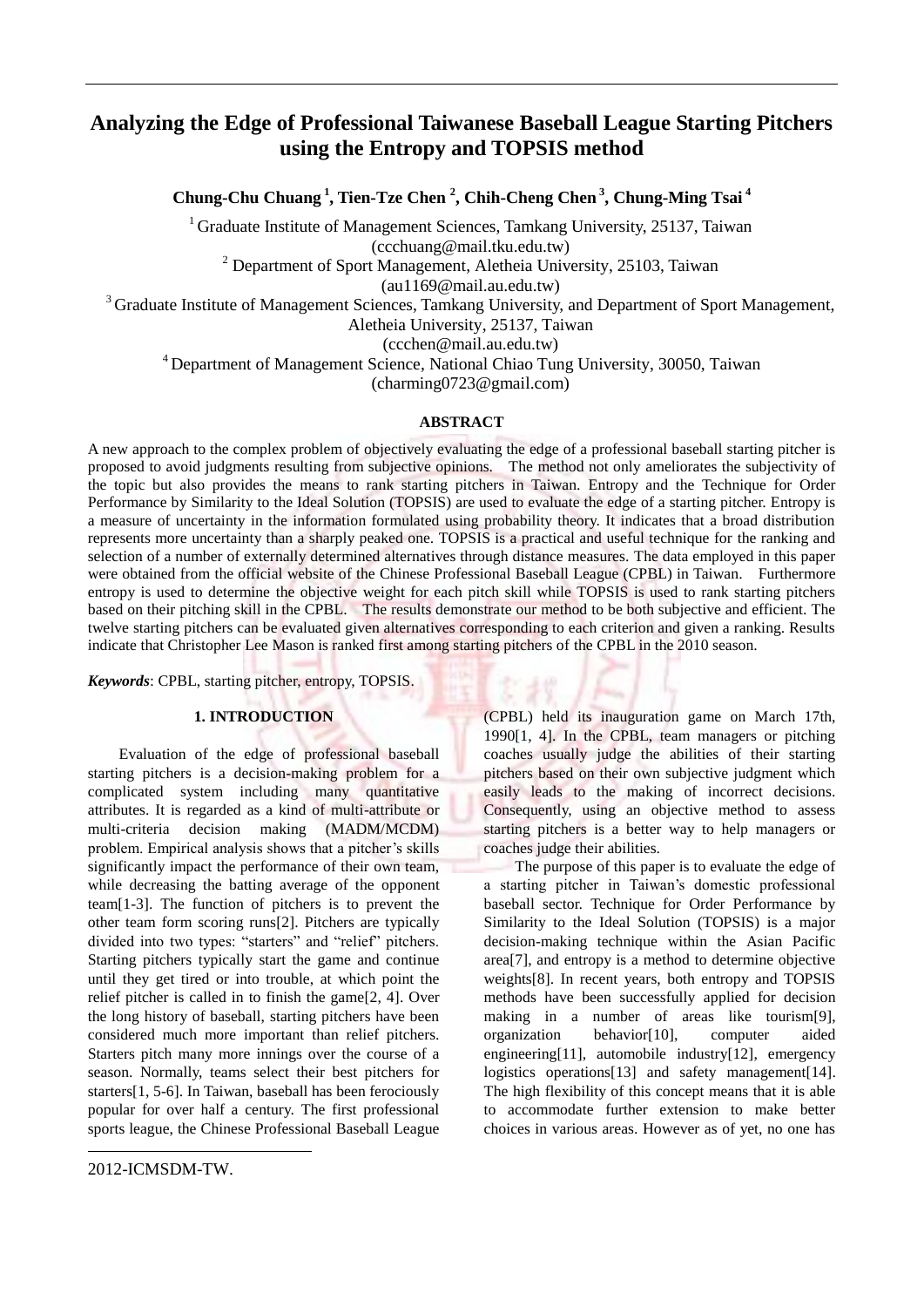# Analyzing the Edge of Professional Taiwanese Baseball League Starting Pitchers using the Entropy and TOPSIS method

**Chung-Chu Chuang [1], Tien-Tze Chen [2], Chih-Cheng Chen [3], Chung-Ming Tsai [4]**

[1] Graduate Institute of Management Sciences, Tamkang University, 25137, Taiwan (ccchuang@mail.tku.edu.tw)
[2] Department of Sport Management, Aletheia University, 25103, Taiwan (au1169@mail.au.edu.tw)
[3] Graduate Institute of Management Sciences, Tamkang University, and Department of Sport Management, Aletheia University, 25137, Taiwan (ccchen@mail.au.edu.tw)
[4] Department of Management Science, National Chiao Tung University, 30050, Taiwan (charming0723@gmail.com)

## ABSTRACT

A new approach to the complex problem of objectively evaluating the edge of a professional baseball starting pitcher is proposed to avoid judgments resulting from subjective opinions. The method not only ameliorates the subjectivity of the topic but also provides the means to rank starting pitchers in Taiwan. Entropy and the Technique for Order Performance by Similarity to the Ideal Solution (TOPSIS) are used to evaluate the edge of a starting pitcher. Entropy is a measure of uncertainty in the information formulated using probability theory. It indicates that a broad distribution represents more uncertainty than a sharply peaked one. TOPSIS is a practical and useful technique for the ranking and selection of a number of externally determined alternatives through distance measures. The data employed in this paper were obtained from the official website of the Chinese Professional Baseball League (CPBL) in Taiwan. Furthermore entropy is used to determine the objective weight for each pitch skill while TOPSIS is used to rank starting pitchers based on their pitching skill in the CPBL. The results demonstrate our method to be both subjective and efficient. The twelve starting pitchers can be evaluated given alternatives corresponding to each criterion and given a ranking. Results indicate that Christopher Lee Mason is ranked first among starting pitchers of the CPBL in the 2010 season.

***Keywords***: CPBL, starting pitcher, entropy, TOPSIS.

## 1. INTRODUCTION

Evaluation of the edge of professional baseball starting pitchers is a decision-making problem for a complicated system including many quantitative attributes. It is regarded as a kind of multi-attribute or multi-criteria decision making (MADM/MCDM) problem. Empirical analysis shows that a pitcher's skills significantly impact the performance of their own team, while decreasing the batting average of the opponent team[1-3]. The function of pitchers is to prevent the other team form scoring runs[2]. Pitchers are typically divided into two types: "starters" and "relief" pitchers. Starting pitchers typically start the game and continue until they get tired or into trouble, at which point the relief pitcher is called in to finish the game[2, 4]. Over the long history of baseball, starting pitchers have been considered much more important than relief pitchers. Starters pitch many more innings over the course of a season. Normally, teams select their best pitchers for starters[1, 5-6]. In Taiwan, baseball has been ferociously popular for over half a century. The first professional sports league, the Chinese Professional Baseball League (CPBL) held its inauguration game on March 17th, 1990[1, 4]. In the CPBL, team managers or pitching coaches usually judge the abilities of their starting pitchers based on their own subjective judgment which easily leads to the making of incorrect decisions. Consequently, using an objective method to assess starting pitchers is a better way to help managers or coaches judge their abilities.

The purpose of this paper is to evaluate the edge of a starting pitcher in Taiwan's domestic professional baseball sector. Technique for Order Performance by Similarity to the Ideal Solution (TOPSIS) is a major decision-making technique within the Asian Pacific area[7], and entropy is a method to determine objective weights[8]. In recent years, both entropy and TOPSIS methods have been successfully applied for decision making in a number of areas like tourism[9], organization behavior[10], computer aided engineering[11], automobile industry[12], emergency logistics operations[13] and safety management[14]. The high flexibility of this concept means that it is able to accommodate further extension to make better choices in various areas. However as of yet, no one has

2012-ICMSDM-TW.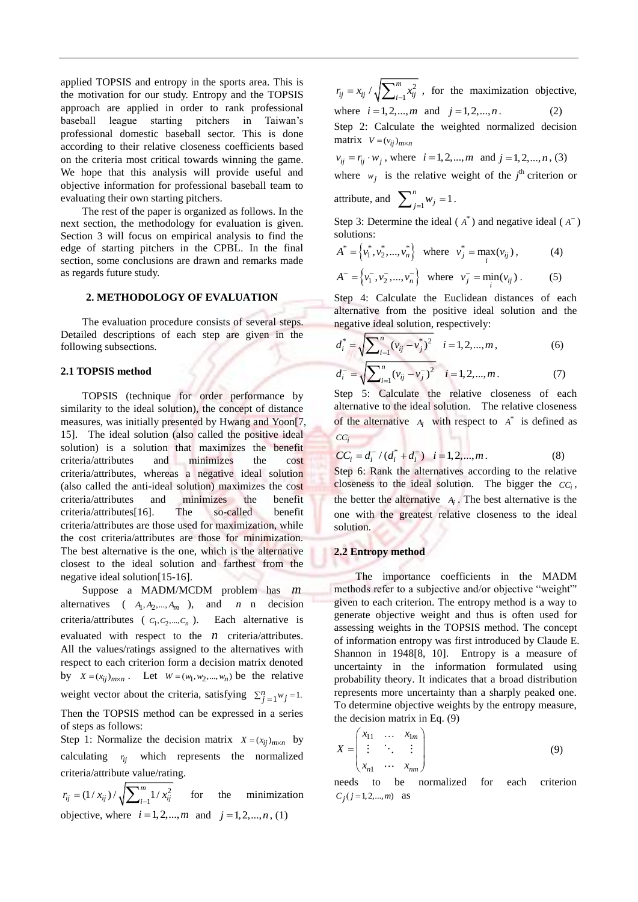applied TOPSIS and entropy in the sports area. This is the motivation for our study. Entropy and the TOPSIS approach are applied in order to rank professional baseball league starting pitchers in Taiwan's professional domestic baseball sector. This is done according to their relative closeness coefficients based on the criteria most critical towards winning the game. We hope that this analysis will provide useful and objective information for professional baseball team to evaluating their own starting pitchers.

The rest of the paper is organized as follows. In the next section, the methodology for evaluation is given. Section 3 will focus on empirical analysis to find the edge of starting pitchers in the CPBL. In the final section, some conclusions are drawn and remarks made as regards future study.

## 2. METHODOLOGY OF EVALUATION

The evaluation procedure consists of several steps. Detailed descriptions of each step are given in the following subsections.

### 2.1 TOPSIS method

TOPSIS (technique for order performance by similarity to the ideal solution), the concept of distance measures, was initially presented by Hwang and Yoon[7, 15]. The ideal solution (also called the positive ideal solution) is a solution that maximizes the benefit criteria/attributes and minimizes the cost criteria/attributes, whereas a negative ideal solution (also called the anti-ideal solution) maximizes the cost criteria/attributes and minimizes the benefit criteria/attributes[16]. The so-called benefit criteria/attributes are those used for maximization, while the cost criteria/attributes are those for minimization. The best alternative is the one, which is the alternative closest to the ideal solution and farthest from the negative ideal solution[15-16].

Suppose a MADM/MCDM problem has $m$ alternatives ( $A_1, A_2, ..., A_m$ ), and $n$ n decision criteria/attributes ( $C_1, C_2, ..., C_n$ ). Each alternative is evaluated with respect to the $n$ criteria/attributes. All the values/ratings assigned to the alternatives with respect to each criterion form a decision matrix denoted by $X = (x_{ij})_{m \times n}$ . Let $W = (w_1, w_2, ..., w_n)$ be the relative weight vector about the criteria, satisfying $\sum_{j=1}^{n} w_j = 1.$

Then the TOPSIS method can be expressed in a series of steps as follows:

Step 1: Normalize the decision matrix $X = (x_{ij})_{m \times n}$ by calculating $r_{ij}$ which represents the normalized criteria/attribute value/rating.

$r_{ij} = (1/x_{ij}) / \sqrt{\sum_{i=1}^{m} 1/x_{ij}^2}$ for the minimization objective, where $i = 1, 2, ..., m$ and $j = 1, 2, ..., n$, (1)

$r_{ij} = x_{ij} / \sqrt{\sum_{i=1}^{m} x_{ij}^2}$ , for the maximization objective, where $i = 1, 2, ..., m$ and $j = 1, 2, ..., n$. (2)

Step 2: Calculate the weighted normalized decision matrix $V = (v_{ij})_{m \times n}$

$v_{ij} = r_{ij} \cdot w_j$ , where $i = 1, 2, ..., m$ and $j = 1, 2, ..., n$, (3)

where $w_j$ is the relative weight of the $j^{\text{th}}$ criterion or attribute, and $\sum_{j=1}^{n} w_j = 1$.

Step 3: Determine the ideal ( $A^*$ ) and negative ideal ( $A^-$ ) solutions:

$$A^* = \left\{ v_1^*, v_2^*, ..., v_n^* \right\} \quad \text{where} \quad v_j^* = \max_i (v_{ij}), \qquad (4)$$

$$A^- = \left\{ v_1^-, v_2^-, ..., v_n^- \right\} \quad \text{where} \quad v_j^- = \min_i (v_{ij}). \qquad (5)$$

Step 4: Calculate the Euclidean distances of each alternative from the positive ideal solution and the negative ideal solution, respectively:

$$d_i^* = \sqrt{\sum_{i=1}^{n} (v_{ij} - v_j^*)^2} \quad i = 1, 2, ..., m, \qquad (6)$$

$$d_i^- = \sqrt{\sum_{i=1}^{n} (v_{ij} - v_j^-)^2} \quad i = 1, 2, ..., m. \qquad (7)$$

Step 5: Calculate the relative closeness of each alternative to the ideal solution. The relative closeness of the alternative $A_i$ with respect to $A^*$ is defined as $CC_i$

$$CC_i = d_i^- / (d_i^* + d_i^-) \quad i = 1, 2, ..., m. \qquad (8)$$

Step 6: Rank the alternatives according to the relative closeness to the ideal solution. The bigger the $CC_i$, the better the alternative $A_i$. The best alternative is the one with the greatest relative closeness to the ideal solution.

### 2.2 Entropy method

The importance coefficients in the MADM methods refer to a subjective and/or objective "weight"' given to each criterion. The entropy method is a way to generate objective weight and thus is often used for assessing weights in the TOPSIS method. The concept of information entropy was first introduced by Claude E. Shannon in 1948[8, 10]. Entropy is a measure of uncertainty in the information formulated using probability theory. It indicates that a broad distribution represents more uncertainty than a sharply peaked one. To determine objective weights by the entropy measure, the decision matrix in Eq. (9)

$$X = \begin{pmatrix} x_{11} & \cdots & x_{1m} \\ \vdots & \ddots & \vdots \\ x_{n1} & \cdots & x_{nm} \end{pmatrix} \qquad (9)$$

needs to be normalized for each criterion $C_j (j = 1, 2, ..., m)$ as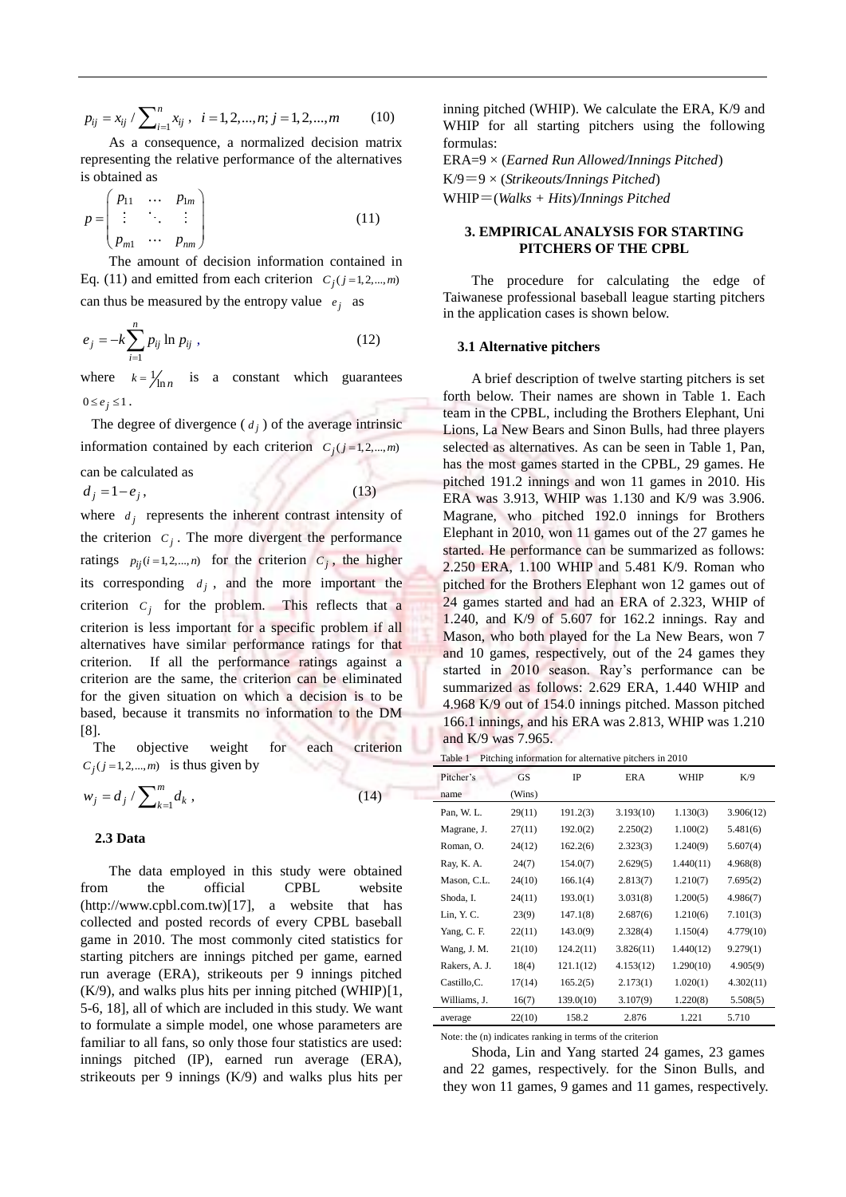$$p_{ij} = x_{ij} / \sum_{i=1}^{n} x_{ij}\ ,\quad i = 1,2,...,n;\ j = 1,2,...,m \qquad (10)$$

As a consequence, a normalized decision matrix representing the relative performance of the alternatives is obtained as

$$p = \begin{pmatrix} p_{11} & \cdots & p_{1m} \\ \vdots & \ddots & \vdots \\ p_{m1} & \cdots & p_{nm} \end{pmatrix} \qquad (11)$$

The amount of decision information contained in Eq. (11) and emitted from each criterion $C_j (j = 1,2,...,m)$ can thus be measured by the entropy value $e_j$ as

$$e_j = -k \sum_{i=1}^{n} p_{ij} \ln p_{ij}\ , \qquad (12)$$

where $k = 1/\ln n$ is a constant which guarantees $0 \le e_j \le 1$.

The degree of divergence ($d_j$) of the average intrinsic information contained by each criterion $C_j (j = 1,2,...,m)$ can be calculated as

$$d_j = 1 - e_j\ , \qquad (13)$$

where $d_j$ represents the inherent contrast intensity of the criterion $C_j$. The more divergent the performance ratings $p_{ij} (i = 1,2,...,n)$ for the criterion $C_j$, the higher its corresponding $d_j$, and the more important the criterion $C_j$ for the problem. This reflects that a criterion is less important for a specific problem if all alternatives have similar performance ratings for that criterion. If all the performance ratings against a criterion are the same, the criterion can be eliminated for the given situation on which a decision is to be based, because it transmits no information to the DM [8].

The objective weight for each criterion $C_j (j = 1,2,...,m)$ is thus given by

$$w_j = d_j / \sum_{k=1}^{m} d_k\ , \qquad (14)$$

### 2.3 Data

The data employed in this study were obtained from the official CPBL website (http://www.cpbl.com.tw)[17], a website that has collected and posted records of every CPBL baseball game in 2010. The most commonly cited statistics for starting pitchers are innings pitched per game, earned run average (ERA), strikeouts per 9 innings pitched (K/9), and walks plus hits per inning pitched (WHIP)[1, 5-6, 18], all of which are included in this study. We want to formulate a simple model, one whose parameters are familiar to all fans, so only those four statistics are used: innings pitched (IP), earned run average (ERA), strikeouts per 9 innings (K/9) and walks plus hits per inning pitched (WHIP). We calculate the ERA, K/9 and WHIP for all starting pitchers using the following formulas:

ERA=9 × (*Earned Run Allowed/Innings Pitched*)
K/9＝9 × (*Strikeouts/Innings Pitched*)
WHIP＝(*Walks + Hits*)*/Innings Pitched*

## 3. EMPIRICAL ANALYSIS FOR STARTING PITCHERS OF THE CPBL

The procedure for calculating the edge of Taiwanese professional baseball league starting pitchers in the application cases is shown below.

### 3.1 Alternative pitchers

A brief description of twelve starting pitchers is set forth below. Their names are shown in Table 1. Each team in the CPBL, including the Brothers Elephant, Uni Lions, La New Bears and Sinon Bulls, had three players selected as alternatives. As can be seen in Table 1, Pan, has the most games started in the CPBL, 29 games. He pitched 191.2 innings and won 11 games in 2010. His ERA was 3.913, WHIP was 1.130 and K/9 was 3.906. Magrane, who pitched 192.0 innings for Brothers Elephant in 2010, won 11 games out of the 27 games he started. He performance can be summarized as follows: 2.250 ERA, 1.100 WHIP and 5.481 K/9. Roman who pitched for the Brothers Elephant won 12 games out of 24 games started and had an ERA of 2.323, WHIP of 1.240, and K/9 of 5.607 for 162.2 innings. Ray and Mason, who both played for the La New Bears, won 7 and 10 games, respectively, out of the 24 games they started in 2010 season. Ray's performance can be summarized as follows: 2.629 ERA, 1.440 WHIP and 4.968 K/9 out of 154.0 innings pitched. Masson pitched 166.1 innings, and his ERA was 2.813, WHIP was 1.210 and K/9 was 7.965.

Table 1 Pitching information for alternative pitchers in 2010

| Pitcher's name | GS (Wins) | IP | ERA | WHIP | K/9 |
|---|---|---|---|---|---|
| Pan, W. L. | 29(11) | 191.2(3) | 3.193(10) | 1.130(3) | 3.906(12) |
| Magrane, J. | 27(11) | 192.0(2) | 2.250(2) | 1.100(2) | 5.481(6) |
| Roman, O. | 24(12) | 162.2(6) | 2.323(3) | 1.240(9) | 5.607(4) |
| Ray, K. A. | 24(7) | 154.0(7) | 2.629(5) | 1.440(11) | 4.968(8) |
| Mason, C.L. | 24(10) | 166.1(4) | 2.813(7) | 1.210(7) | 7.695(2) |
| Shoda, I. | 24(11) | 193.0(1) | 3.031(8) | 1.200(5) | 4.986(7) |
| Lin, Y. C. | 23(9) | 147.1(8) | 2.687(6) | 1.210(6) | 7.101(3) |
| Yang, C. F. | 22(11) | 143.0(9) | 2.328(4) | 1.150(4) | 4.779(10) |
| Wang, J. M. | 21(10) | 124.2(11) | 3.826(11) | 1.440(12) | 9.279(1) |
| Rakers, A. J. | 18(4) | 121.1(12) | 4.153(12) | 1.290(10) | 4.905(9) |
| Castillo,C. | 17(14) | 165.2(5) | 2.173(1) | 1.020(1) | 4.302(11) |
| Williams, J. | 16(7) | 139.0(10) | 3.107(9) | 1.220(8) | 5.508(5) |
| average | 22(10) | 158.2 | 2.876 | 1.221 | 5.710 |

Note: the (n) indicates ranking in terms of the criterion

Shoda, Lin and Yang started 24 games, 23 games and 22 games, respectively. for the Sinon Bulls, and they won 11 games, 9 games and 11 games, respectively.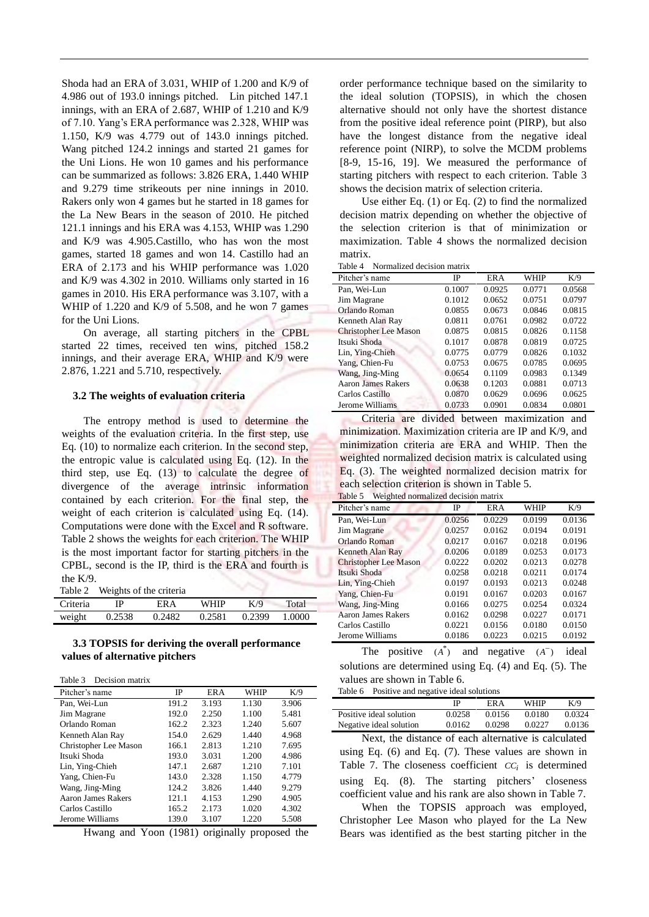Shoda had an ERA of 3.031, WHIP of 1.200 and K/9 of 4.986 out of 193.0 innings pitched. Lin pitched 147.1 innings, with an ERA of 2.687, WHIP of 1.210 and K/9 of 7.10. Yang's ERA performance was 2.328, WHIP was 1.150, K/9 was 4.779 out of 143.0 innings pitched. Wang pitched 124.2 innings and started 21 games for the Uni Lions. He won 10 games and his performance can be summarized as follows: 3.826 ERA, 1.440 WHIP and 9.279 time strikeouts per nine innings in 2010. Rakers only won 4 games but he started in 18 games for the La New Bears in the season of 2010. He pitched 121.1 innings and his ERA was 4.153, WHIP was 1.290 and K/9 was 4.905.Castillo, who has won the most games, started 18 games and won 14. Castillo had an ERA of 2.173 and his WHIP performance was 1.020 and K/9 was 4.302 in 2010. Williams only started in 16 games in 2010. His ERA performance was 3.107, with a WHIP of 1.220 and K/9 of 5.508, and he won 7 games for the Uni Lions.

On average, all starting pitchers in the CPBL started 22 times, received ten wins, pitched 158.2 innings, and their average ERA, WHIP and K/9 were 2.876, 1.221 and 5.710, respectively.

### 3.2 The weights of evaluation criteria

The entropy method is used to determine the weights of the evaluation criteria. In the first step, use Eq. (10) to normalize each criterion. In the second step, the entropic value is calculated using Eq. (12). In the third step, use Eq. (13) to calculate the degree of divergence of the average intrinsic information contained by each criterion. For the final step, the weight of each criterion is calculated using Eq. (14). Computations were done with the Excel and R software. Table 2 shows the weights for each criterion. The WHIP is the most important factor for starting pitchers in the CPBL, second is the IP, third is the ERA and fourth is the K/9.

Table 2 Weights of the criteria

| Criteria | IP | ERA | WHIP | K/9 | Total |
|---|---|---|---|---|---|
| weight | 0.2538 | 0.2482 | 0.2581 | 0.2399 | 1.0000 |

### 3.3 TOPSIS for deriving the overall performance values of alternative pitchers

Table 3 Decision matrix

| Pitcher's name | IP | ERA | WHIP | K/9 |
|---|---|---|---|---|
| Pan, Wei-Lun | 191.2 | 3.193 | 1.130 | 3.906 |
| Jim Magrane | 192.0 | 2.250 | 1.100 | 5.481 |
| Orlando Roman | 162.2 | 2.323 | 1.240 | 5.607 |
| Kenneth Alan Ray | 154.0 | 2.629 | 1.440 | 4.968 |
| Christopher Lee Mason | 166.1 | 2.813 | 1.210 | 7.695 |
| Itsuki Shoda | 193.0 | 3.031 | 1.200 | 4.986 |
| Lin, Ying-Chieh | 147.1 | 2.687 | 1.210 | 7.101 |
| Yang, Chien-Fu | 143.0 | 2.328 | 1.150 | 4.779 |
| Wang, Jing-Ming | 124.2 | 3.826 | 1.440 | 9.279 |
| Aaron James Rakers | 121.1 | 4.153 | 1.290 | 4.905 |
| Carlos Castillo | 165.2 | 2.173 | 1.020 | 4.302 |
| Jerome Williams | 139.0 | 3.107 | 1.220 | 5.508 |

Hwang and Yoon (1981) originally proposed the order performance technique based on the similarity to the ideal solution (TOPSIS), in which the chosen alternative should not only have the shortest distance from the positive ideal reference point (PIRP), but also have the longest distance from the negative ideal reference point (NIRP), to solve the MCDM problems [8-9, 15-16, 19]. We measured the performance of starting pitchers with respect to each criterion. Table 3 shows the decision matrix of selection criteria.

Use either Eq. (1) or Eq. (2) to find the normalized decision matrix depending on whether the objective of the selection criterion is that of minimization or maximization. Table 4 shows the normalized decision matrix.

Table 4 Normalized decision matrix

| Pitcher's name | IP | ERA | WHIP | K/9 |
|---|---|---|---|---|
| Pan, Wei-Lun | 0.1007 | 0.0925 | 0.0771 | 0.0568 |
| Jim Magrane | 0.1012 | 0.0652 | 0.0751 | 0.0797 |
| Orlando Roman | 0.0855 | 0.0673 | 0.0846 | 0.0815 |
| Kenneth Alan Ray | 0.0811 | 0.0761 | 0.0982 | 0.0722 |
| Christopher Lee Mason | 0.0875 | 0.0815 | 0.0826 | 0.1158 |
| Itsuki Shoda | 0.1017 | 0.0878 | 0.0819 | 0.0725 |
| Lin, Ying-Chieh | 0.0775 | 0.0779 | 0.0826 | 0.1032 |
| Yang, Chien-Fu | 0.0753 | 0.0675 | 0.0785 | 0.0695 |
| Wang, Jing-Ming | 0.0654 | 0.1109 | 0.0983 | 0.1349 |
| Aaron James Rakers | 0.0638 | 0.1203 | 0.0881 | 0.0713 |
| Carlos Castillo | 0.0870 | 0.0629 | 0.0696 | 0.0625 |
| Jerome Williams | 0.0733 | 0.0901 | 0.0834 | 0.0801 |

Criteria are divided between maximization and minimization. Maximization criteria are IP and K/9, and minimization criteria are ERA and WHIP. Then the weighted normalized decision matrix is calculated using Eq. (3). The weighted normalized decision matrix for each selection criterion is shown in Table 5.

Table 5 Weighted normalized decision matrix

| Pitcher's name | IP | ERA | WHIP | K/9 |
|---|---|---|---|---|
| Pan, Wei-Lun | 0.0256 | 0.0229 | 0.0199 | 0.0136 |
| Jim Magrane | 0.0257 | 0.0162 | 0.0194 | 0.0191 |
| Orlando Roman | 0.0217 | 0.0167 | 0.0218 | 0.0196 |
| Kenneth Alan Ray | 0.0206 | 0.0189 | 0.0253 | 0.0173 |
| Christopher Lee Mason | 0.0222 | 0.0202 | 0.0213 | 0.0278 |
| Itsuki Shoda | 0.0258 | 0.0218 | 0.0211 | 0.0174 |
| Lin, Ying-Chieh | 0.0197 | 0.0193 | 0.0213 | 0.0248 |
| Yang, Chien-Fu | 0.0191 | 0.0167 | 0.0203 | 0.0167 |
| Wang, Jing-Ming | 0.0166 | 0.0275 | 0.0254 | 0.0324 |
| Aaron James Rakers | 0.0162 | 0.0298 | 0.0227 | 0.0171 |
| Carlos Castillo | 0.0221 | 0.0156 | 0.0180 | 0.0150 |
| Jerome Williams | 0.0186 | 0.0223 | 0.0215 | 0.0192 |

The positive $(A^*)$ and negative $(A^-)$ ideal solutions are determined using Eq. (4) and Eq. (5). The values are shown in Table 6.

Table 6 Positive and negative ideal solutions

| | IP | ERA | WHIP | K/9 |
|---|---|---|---|---|
| Positive ideal solution | 0.0258 | 0.0156 | 0.0180 | 0.0324 |
| Negative ideal solution | 0.0162 | 0.0298 | 0.0227 | 0.0136 |

Next, the distance of each alternative is calculated using Eq. (6) and Eq. (7). These values are shown in Table 7. The closeness coefficient $CC_i$ is determined using Eq. (8). The starting pitchers' closeness coefficient value and his rank are also shown in Table 7.

When the TOPSIS approach was employed, Christopher Lee Mason who played for the La New Bears was identified as the best starting pitcher in the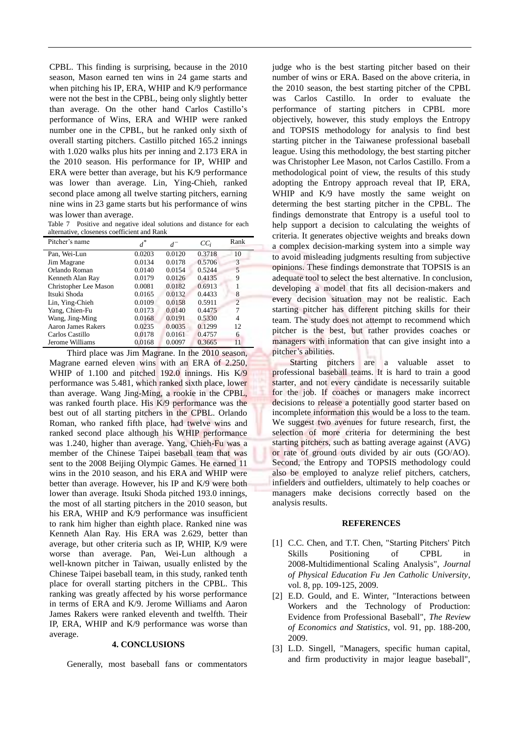CPBL. This finding is surprising, because in the 2010 season, Mason earned ten wins in 24 game starts and when pitching his IP, ERA, WHIP and K/9 performance were not the best in the CPBL, being only slightly better than average. On the other hand Carlos Castillo's performance of Wins, ERA and WHIP were ranked number one in the CPBL, but he ranked only sixth of overall starting pitchers. Castillo pitched 165.2 innings with 1.020 walks plus hits per inning and 2.173 ERA in the 2010 season. His performance for IP, WHIP and ERA were better than average, but his K/9 performance was lower than average. Lin, Ying-Chieh, ranked second place among all twelve starting pitchers, earning nine wins in 23 game starts but his performance of wins was lower than average.

Table 7 Positive and negative ideal solutions and distance for each alternative, closeness coefficient and Rank

| Pitcher's name | $d^*$ | $d^-$ | $CC_i$ | Rank |
|---|---|---|---|---|
| Pan, Wei-Lun | 0.0203 | 0.0120 | 0.3718 | 10 |
| Jim Magrane | 0.0134 | 0.0178 | 0.5706 | 3 |
| Orlando Roman | 0.0140 | 0.0154 | 0.5244 | 5 |
| Kenneth Alan Ray | 0.0179 | 0.0126 | 0.4135 | 9 |
| Christopher Lee Mason | 0.0081 | 0.0182 | 0.6913 | 1 |
| Itsuki Shoda | 0.0165 | 0.0132 | 0.4433 | 8 |
| Lin, Ying-Chieh | 0.0109 | 0.0158 | 0.5911 | 2 |
| Yang, Chien-Fu | 0.0173 | 0.0140 | 0.4475 | 7 |
| Wang, Jing-Ming | 0.0168 | 0.0191 | 0.5330 | 4 |
| Aaron James Rakers | 0.0235 | 0.0035 | 0.1299 | 12 |
| Carlos Castillo | 0.0178 | 0.0161 | 0.4757 | 6 |
| Jerome Williams | 0.0168 | 0.0097 | 0.3665 | 11 |

Third place was Jim Magrane. In the 2010 season, Magrane earned eleven wins with an ERA of 2.250, WHIP of 1.100 and pitched 192.0 innings. His K/9 performance was 5.481, which ranked sixth place, lower than average. Wang Jing-Ming, a rookie in the CPBL, was ranked fourth place. His K/9 performance was the best out of all starting pitchers in the CPBL. Orlando Roman, who ranked fifth place, had twelve wins and ranked second place although his WHIP performance was 1.240, higher than average. Yang, Chieh-Fu was a member of the Chinese Taipei baseball team that was sent to the 2008 Beijing Olympic Games. He earned 11 wins in the 2010 season, and his ERA and WHIP were better than average. However, his IP and K/9 were both lower than average. Itsuki Shoda pitched 193.0 innings, the most of all starting pitchers in the 2010 season, but his ERA, WHIP and K/9 performance was insufficient to rank him higher than eighth place. Ranked nine was Kenneth Alan Ray. His ERA was 2.629, better than average, but other criteria such as IP, WHIP, K/9 were worse than average. Pan, Wei-Lun although a well-known pitcher in Taiwan, usually enlisted by the Chinese Taipei baseball team, in this study, ranked tenth place for overall starting pitchers in the CPBL. This ranking was greatly affected by his worse performance in terms of ERA and K/9. Jerome Williams and Aaron James Rakers were ranked eleventh and twelfth. Their IP, ERA, WHIP and K/9 performance was worse than average.

## 4. CONCLUSIONS

Generally, most baseball fans or commentators judge who is the best starting pitcher based on their number of wins or ERA. Based on the above criteria, in the 2010 season, the best starting pitcher of the CPBL was Carlos Castillo. In order to evaluate the performance of starting pitchers in CPBL more objectively, however, this study employs the Entropy and TOPSIS methodology for analysis to find best starting pitcher in the Taiwanese professional baseball league. Using this methodology, the best starting pitcher was Christopher Lee Mason, not Carlos Castillo. From a methodological point of view, the results of this study adopting the Entropy approach reveal that IP, ERA, WHIP and K/9 have mostly the same weight on determing the best starting pitcher in the CPBL. The findings demonstrate that Entropy is a useful tool to help support a decision to calculating the weights of criteria. It generates objective weights and breaks down a complex decision-marking system into a simple way to avoid misleading judgments resulting from subjective opinions. These findings demonstrate that TOPSIS is an adequate tool to select the best alternative. In conclusion, developing a model that fits all decision-makers and every decision situation may not be realistic. Each starting pitcher has different pitching skills for their team. The study does not attempt to recommend which pitcher is the best, but rather provides coaches or managers with information that can give insight into a pitcher's abilities.

Starting pitchers are a valuable asset to professional baseball teams. It is hard to train a good starter, and not every candidate is necessarily suitable for the job. If coaches or managers make incorrect decisions to release a potentially good starter based on incomplete information this would be a loss to the team. We suggest two avenues for future research, first, the selection of more criteria for determining the best starting pitchers, such as batting average against (AVG) or rate of ground outs divided by air outs (GO/AO). Second, the Entropy and TOPSIS methodology could also be employed to analyze relief pitchers, catchers, infielders and outfielders, ultimately to help coaches or managers make decisions correctly based on the analysis results.

## REFERENCES

[1] C.C. Chen, and T.T. Chen, "Starting Pitchers' Pitch Skills Positioning of CPBL in 2008-Multidimentional Scaling Analysis", *Journal of Physical Education Fu Jen Catholic University*, vol. 8, pp. 109-125, 2009.

[2] E.D. Gould, and E. Winter, "Interactions between Workers and the Technology of Production: Evidence from Professional Baseball", *The Review of Economics and Statistics*, vol. 91, pp. 188-200, 2009.

[3] L.D. Singell, "Managers, specific human capital, and firm productivity in major league baseball",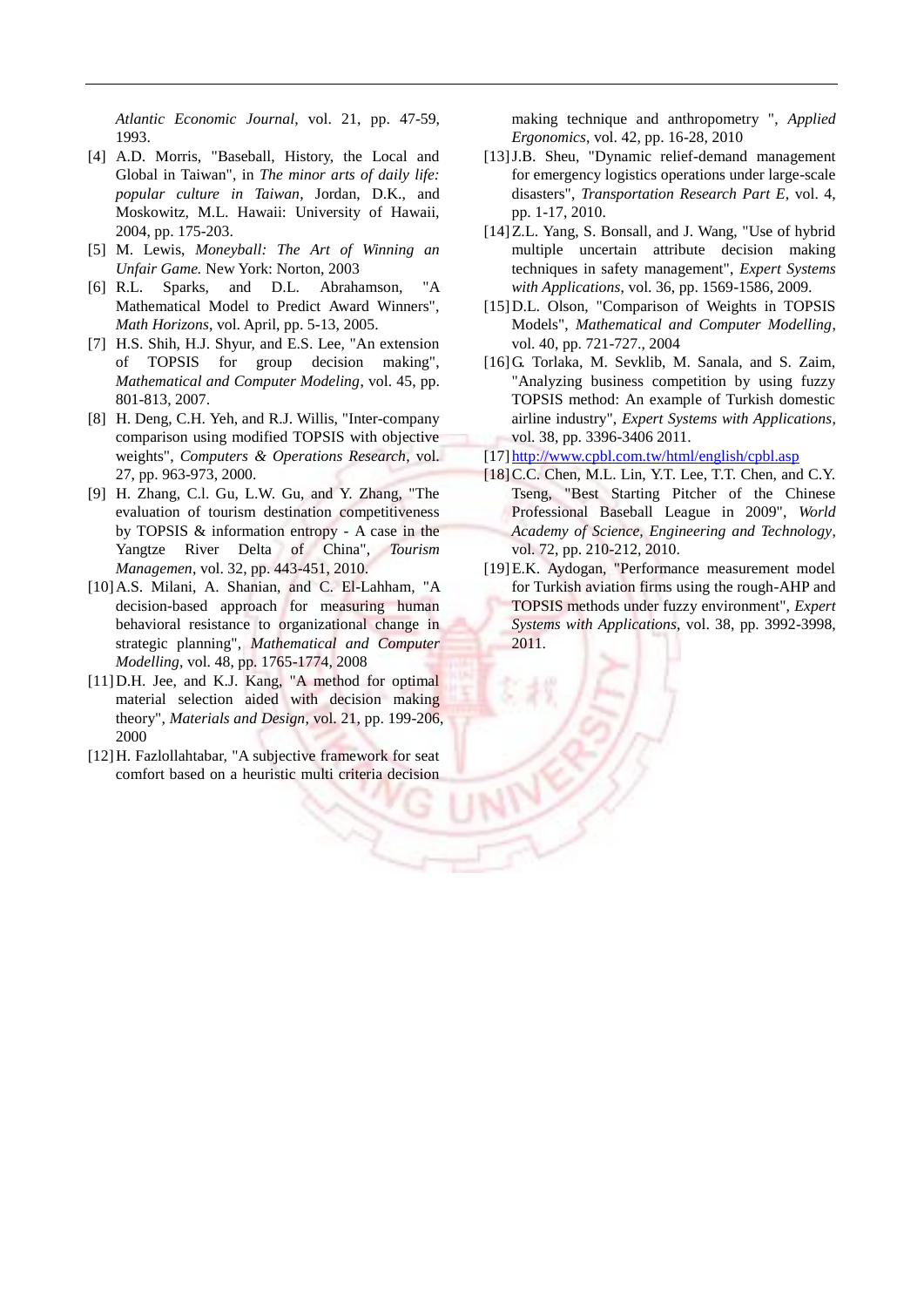*Atlantic Economic Journal*, vol. 21, pp. 47-59, 1993.

[4] A.D. Morris, "Baseball, History, the Local and Global in Taiwan", in *The minor arts of daily life: popular culture in Taiwan*, Jordan, D.K., and Moskowitz, M.L. Hawaii: University of Hawaii, 2004, pp. 175-203.

[5] M. Lewis, *Moneyball: The Art of Winning an Unfair Game.* New York: Norton, 2003

[6] R.L. Sparks, and D.L. Abrahamson, "A Mathematical Model to Predict Award Winners", *Math Horizons*, vol. April, pp. 5-13, 2005.

[7] H.S. Shih, H.J. Shyur, and E.S. Lee, "An extension of TOPSIS for group decision making", *Mathematical and Computer Modeling*, vol. 45, pp. 801-813, 2007.

[8] H. Deng, C.H. Yeh, and R.J. Willis, "Inter-company comparison using modified TOPSIS with objective weights", *Computers & Operations Research*, vol. 27, pp. 963-973, 2000.

[9] H. Zhang, C.l. Gu, L.W. Gu, and Y. Zhang, "The evaluation of tourism destination competitiveness by TOPSIS & information entropy - A case in the Yangtze River Delta of China", *Tourism Managemen*, vol. 32, pp. 443-451, 2010.

[10] A.S. Milani, A. Shanian, and C. El-Lahham, "A decision-based approach for measuring human behavioral resistance to organizational change in strategic planning", *Mathematical and Computer Modelling*, vol. 48, pp. 1765-1774, 2008

[11] D.H. Jee, and K.J. Kang, "A method for optimal material selection aided with decision making theory", *Materials and Design*, vol. 21, pp. 199-206, 2000

[12] H. Fazlollahtabar, "A subjective framework for seat comfort based on a heuristic multi criteria decision making technique and anthropometry ", *Applied Ergonomics*, vol. 42, pp. 16-28, 2010

[13] J.B. Sheu, "Dynamic relief-demand management for emergency logistics operations under large-scale disasters", *Transportation Research Part E*, vol. 4, pp. 1-17, 2010.

[14] Z.L. Yang, S. Bonsall, and J. Wang, "Use of hybrid multiple uncertain attribute decision making techniques in safety management", *Expert Systems with Applications*, vol. 36, pp. 1569-1586, 2009.

[15] D.L. Olson, "Comparison of Weights in TOPSIS Models", *Mathematical and Computer Modelling*, vol. 40, pp. 721-727., 2004

[16] G. Torlaka, M. Sevklib, M. Sanala, and S. Zaim, "Analyzing business competition by using fuzzy TOPSIS method: An example of Turkish domestic airline industry", *Expert Systems with Applications*, vol. 38, pp. 3396-3406 2011.

[17] http://www.cpbl.com.tw/html/english/cpbl.asp

[18] C.C. Chen, M.L. Lin, Y.T. Lee, T.T. Chen, and C.Y. Tseng, "Best Starting Pitcher of the Chinese Professional Baseball League in 2009", *World Academy of Science, Engineering and Technology*, vol. 72, pp. 210-212, 2010.

[19] E.K. Aydogan, "Performance measurement model for Turkish aviation firms using the rough-AHP and TOPSIS methods under fuzzy environment", *Expert Systems with Applications*, vol. 38, pp. 3992-3998, 2011.